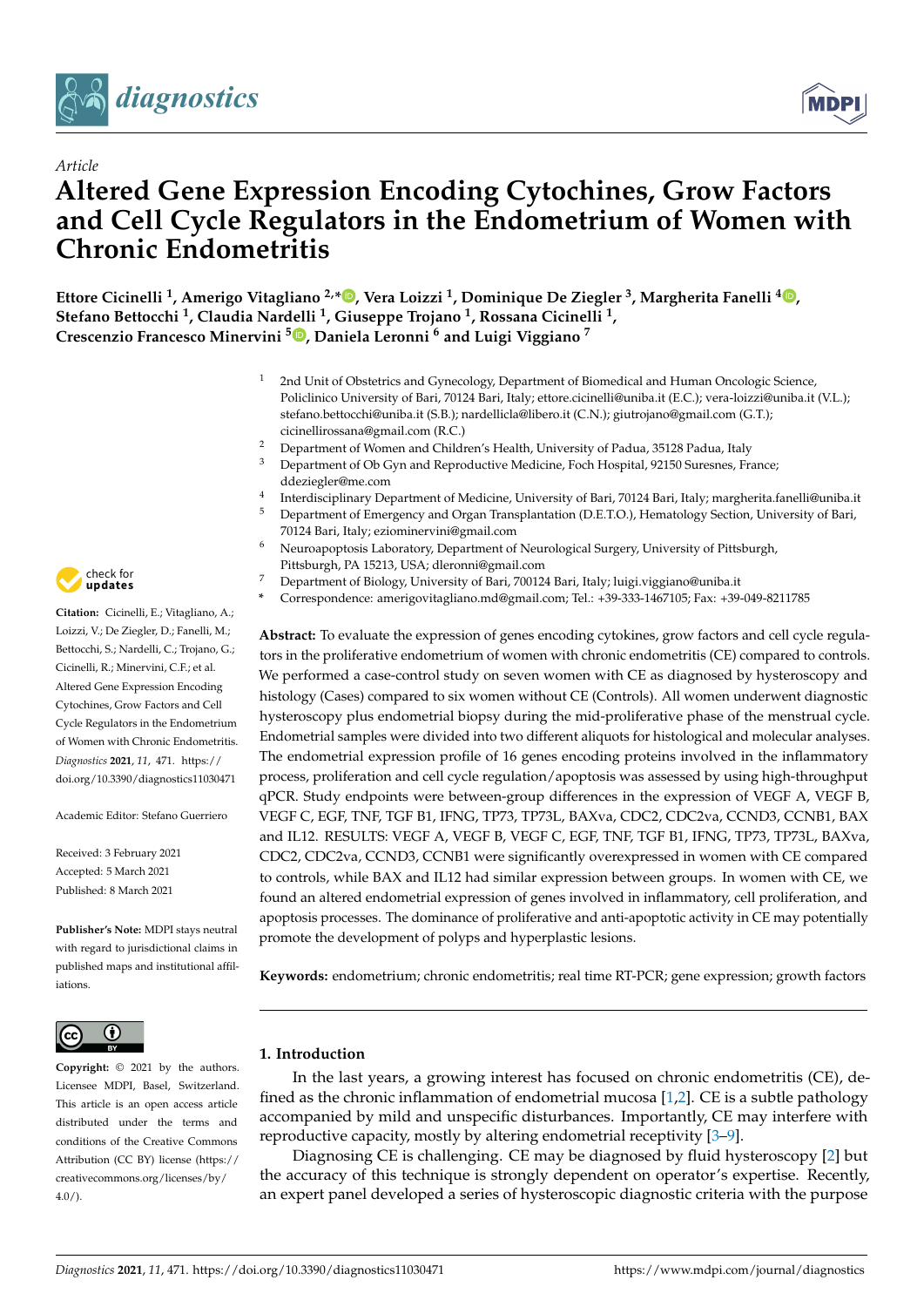*Article*

# Altered Gene Expression Encoding Cytochines, Grow Factors and Cell Cycle Regulators in the Endometrium of Women with Chronic Endometritis

**Ettore Cicinelli [1], Amerigo Vitagliano [2,*], Vera Loizzi [1], Dominique De Ziegler [3], Margherita Fanelli [4], Stefano Bettocchi [1], Claudia Nardelli [1], Giuseppe Trojano [1], Rossana Cicinelli [1], Crescenzio Francesco Minervini [5], Daniela Leronni [6] and Luigi Viggiano [7]**

[1] 2nd Unit of Obstetrics and Gynecology, Department of Biomedical and Human Oncologic Science, Policlinico University of Bari, 70124 Bari, Italy; ettore.cicinelli@uniba.it (E.C.); vera-loizzi@uniba.it (V.L.); stefano.bettocchi@uniba.it (S.B.); nardellicla@libero.it (C.N.); giutrojano@gmail.com (G.T.); cicinellirossana@gmail.com (R.C.)

[2] Department of Women and Children's Health, University of Padua, 35128 Padua, Italy

[3] Department of Ob Gyn and Reproductive Medicine, Foch Hospital, 92150 Suresnes, France; ddeziegler@me.com

[4] Interdisciplinary Department of Medicine, University of Bari, 70124 Bari, Italy; margherita.fanelli@uniba.it

[5] Department of Emergency and Organ Transplantation (D.E.T.O.), Hematology Section, University of Bari, 70124 Bari, Italy; eziominervini@gmail.com

[6] Neuroapoptosis Laboratory, Department of Neurological Surgery, University of Pittsburgh, Pittsburgh, PA 15213, USA; dleronni@gmail.com

[7] Department of Biology, University of Bari, 700124 Bari, Italy; luigi.viggiano@uniba.it

\* Correspondence: amerigovitagliano.md@gmail.com; Tel.: +39-333-1467105; Fax: +39-049-8211785

**Citation:** Cicinelli, E.; Vitagliano, A.; Loizzi, V.; De Ziegler, D.; Fanelli, M.; Bettocchi, S.; Nardelli, C.; Trojano, G.; Cicinelli, R.; Minervini, C.F.; et al. Altered Gene Expression Encoding Cytochines, Grow Factors and Cell Cycle Regulators in the Endometrium of Women with Chronic Endometritis. *Diagnostics* **2021**, *11*, 471. https://doi.org/10.3390/diagnostics11030471

Academic Editor: Stefano Guerriero

Received: 3 February 2021
Accepted: 5 March 2021
Published: 8 March 2021

**Publisher's Note:** MDPI stays neutral with regard to jurisdictional claims in published maps and institutional affiliations.

**Copyright:** © 2021 by the authors. Licensee MDPI, Basel, Switzerland. This article is an open access article distributed under the terms and conditions of the Creative Commons Attribution (CC BY) license (https://creativecommons.org/licenses/by/4.0/).

**Abstract:** To evaluate the expression of genes encoding cytokines, grow factors and cell cycle regulators in the proliferative endometrium of women with chronic endometritis (CE) compared to controls. We performed a case-control study on seven women with CE as diagnosed by hysteroscopy and histology (Cases) compared to six women without CE (Controls). All women underwent diagnostic hysteroscopy plus endometrial biopsy during the mid-proliferative phase of the menstrual cycle. Endometrial samples were divided into two different aliquots for histological and molecular analyses. The endometrial expression profile of 16 genes encoding proteins involved in the inflammatory process, proliferation and cell cycle regulation/apoptosis was assessed by using high-throughput qPCR. Study endpoints were between-group differences in the expression of VEGF A, VEGF B, VEGF C, EGF, TNF, TGF B1, IFNG, TP73, TP73L, BAXva, CDC2, CDC2va, CCND3, CCNB1, BAX and IL12. RESULTS: VEGF A, VEGF B, VEGF C, EGF, TNF, TGF B1, IFNG, TP73, TP73L, BAXva, CDC2, CDC2va, CCND3, CCNB1 were significantly overexpressed in women with CE compared to controls, while BAX and IL12 had similar expression between groups. In women with CE, we found an altered endometrial expression of genes involved in inflammatory, cell proliferation, and apoptosis processes. The dominance of proliferative and anti-apoptotic activity in CE may potentially promote the development of polyps and hyperplastic lesions.

**Keywords:** endometrium; chronic endometritis; real time RT-PCR; gene expression; growth factors

## 1. Introduction

In the last years, a growing interest has focused on chronic endometritis (CE), defined as the chronic inflammation of endometrial mucosa [1,2]. CE is a subtle pathology accompanied by mild and unspecific disturbances. Importantly, CE may interfere with reproductive capacity, mostly by altering endometrial receptivity [3–9].

Diagnosing CE is challenging. CE may be diagnosed by fluid hysteroscopy [2] but the accuracy of this technique is strongly dependent on operator's expertise. Recently, an expert panel developed a series of hysteroscopic diagnostic criteria with the purpose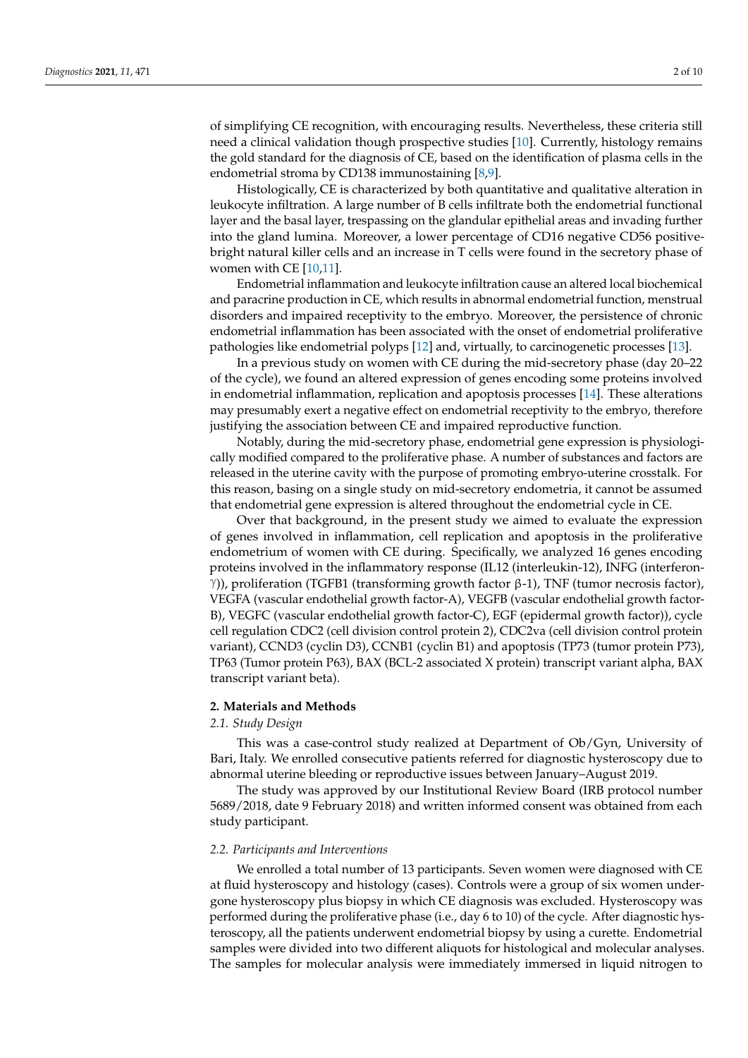of simplifying CE recognition, with encouraging results. Nevertheless, these criteria still need a clinical validation though prospective studies [10]. Currently, histology remains the gold standard for the diagnosis of CE, based on the identification of plasma cells in the endometrial stroma by CD138 immunostaining [8,9].

Histologically, CE is characterized by both quantitative and qualitative alteration in leukocyte infiltration. A large number of B cells infiltrate both the endometrial functional layer and the basal layer, trespassing on the glandular epithelial areas and invading further into the gland lumina. Moreover, a lower percentage of CD16 negative CD56 positive-bright natural killer cells and an increase in T cells were found in the secretory phase of women with CE [10,11].

Endometrial inflammation and leukocyte infiltration cause an altered local biochemical and paracrine production in CE, which results in abnormal endometrial function, menstrual disorders and impaired receptivity to the embryo. Moreover, the persistence of chronic endometrial inflammation has been associated with the onset of endometrial proliferative pathologies like endometrial polyps [12] and, virtually, to carcinogenetic processes [13].

In a previous study on women with CE during the mid-secretory phase (day 20–22 of the cycle), we found an altered expression of genes encoding some proteins involved in endometrial inflammation, replication and apoptosis processes [14]. These alterations may presumably exert a negative effect on endometrial receptivity to the embryo, therefore justifying the association between CE and impaired reproductive function.

Notably, during the mid-secretory phase, endometrial gene expression is physiologically modified compared to the proliferative phase. A number of substances and factors are released in the uterine cavity with the purpose of promoting embryo-uterine crosstalk. For this reason, basing on a single study on mid-secretory endometria, it cannot be assumed that endometrial gene expression is altered throughout the endometrial cycle in CE.

Over that background, in the present study we aimed to evaluate the expression of genes involved in inflammation, cell replication and apoptosis in the proliferative endometrium of women with CE during. Specifically, we analyzed 16 genes encoding proteins involved in the inflammatory response (IL12 (interleukin-12), INFG (interferon-$\gamma$)), proliferation (TGFB1 (transforming growth factor β-1), TNF (tumor necrosis factor), VEGFA (vascular endothelial growth factor-A), VEGFB (vascular endothelial growth factor-B), VEGFC (vascular endothelial growth factor-C), EGF (epidermal growth factor)), cycle cell regulation CDC2 (cell division control protein 2), CDC2va (cell division control protein variant), CCND3 (cyclin D3), CCNB1 (cyclin B1) and apoptosis (TP73 (tumor protein P73), TP63 (Tumor protein P63), BAX (BCL-2 associated X protein) transcript variant alpha, BAX transcript variant beta).

## 2. Materials and Methods

### *2.1. Study Design*

This was a case-control study realized at Department of Ob/Gyn, University of Bari, Italy. We enrolled consecutive patients referred for diagnostic hysteroscopy due to abnormal uterine bleeding or reproductive issues between January–August 2019.

The study was approved by our Institutional Review Board (IRB protocol number 5689/2018, date 9 February 2018) and written informed consent was obtained from each study participant.

### *2.2. Participants and Interventions*

We enrolled a total number of 13 participants. Seven women were diagnosed with CE at fluid hysteroscopy and histology (cases). Controls were a group of six women undergone hysteroscopy plus biopsy in which CE diagnosis was excluded. Hysteroscopy was performed during the proliferative phase (i.e., day 6 to 10) of the cycle. After diagnostic hysteroscopy, all the patients underwent endometrial biopsy by using a curette. Endometrial samples were divided into two different aliquots for histological and molecular analyses. The samples for molecular analysis were immediately immersed in liquid nitrogen to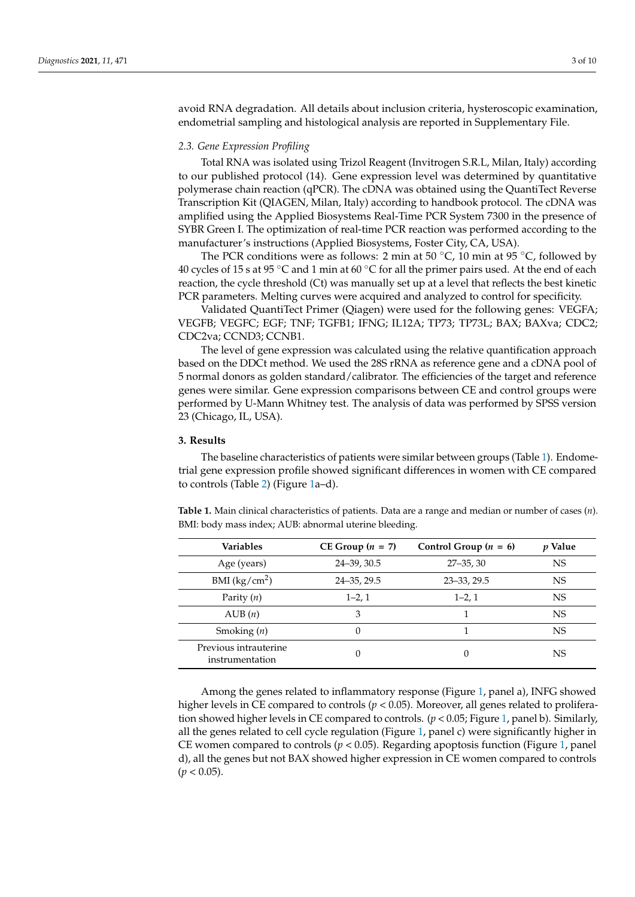avoid RNA degradation. All details about inclusion criteria, hysteroscopic examination, endometrial sampling and histological analysis are reported in Supplementary File.

### *2.3. Gene Expression Profiling*

Total RNA was isolated using Trizol Reagent (Invitrogen S.R.L, Milan, Italy) according to our published protocol (14). Gene expression level was determined by quantitative polymerase chain reaction (qPCR). The cDNA was obtained using the QuantiTect Reverse Transcription Kit (QIAGEN, Milan, Italy) according to handbook protocol. The cDNA was amplified using the Applied Biosystems Real-Time PCR System 7300 in the presence of SYBR Green I. The optimization of real-time PCR reaction was performed according to the manufacturer's instructions (Applied Biosystems, Foster City, CA, USA).

The PCR conditions were as follows: 2 min at 50 °C, 10 min at 95 °C, followed by 40 cycles of 15 s at 95 °C and 1 min at 60 °C for all the primer pairs used. At the end of each reaction, the cycle threshold (Ct) was manually set up at a level that reflects the best kinetic PCR parameters. Melting curves were acquired and analyzed to control for specificity.

Validated QuantiTect Primer (Qiagen) were used for the following genes: VEGFA; VEGFB; VEGFC; EGF; TNF; TGFB1; IFNG; IL12A; TP73; TP73L; BAX; BAXva; CDC2; CDC2va; CCND3; CCNB1.

The level of gene expression was calculated using the relative quantification approach based on the DDCt method. We used the 28S rRNA as reference gene and a cDNA pool of 5 normal donors as golden standard/calibrator. The efficiencies of the target and reference genes were similar. Gene expression comparisons between CE and control groups were performed by U-Mann Whitney test. The analysis of data was performed by SPSS version 23 (Chicago, IL, USA).

## 3. Results

The baseline characteristics of patients were similar between groups (Table 1). Endometrial gene expression profile showed significant differences in women with CE compared to controls (Table 2) (Figure 1a–d).

**Table 1.** Main clinical characteristics of patients. Data are a range and median or number of cases (*n*). BMI: body mass index; AUB: abnormal uterine bleeding.

| Variables | CE Group ($n$ = 7) | Control Group ($n$ = 6) | *p* Value |
|---|---|---|---|
| Age (years) | 24–39, 30.5 | 27–35, 30 | NS |
| BMI (kg/cm$^2$) | 24–35, 29.5 | 23–33, 29.5 | NS |
| Parity (*n*) | 1–2, 1 | 1–2, 1 | NS |
| AUB (*n*) | 3 | 1 | NS |
| Smoking (*n*) | 0 | 1 | NS |
| Previous intrauterine instrumentation | 0 | 0 | NS |

Among the genes related to inflammatory response (Figure 1, panel a), INFG showed higher levels in CE compared to controls ($p < 0.05$). Moreover, all genes related to proliferation showed higher levels in CE compared to controls. ($p < 0.05$; Figure 1, panel b). Similarly, all the genes related to cell cycle regulation (Figure 1, panel c) were significantly higher in CE women compared to controls ($p < 0.05$). Regarding apoptosis function (Figure 1, panel d), all the genes but not BAX showed higher expression in CE women compared to controls ($p < 0.05$).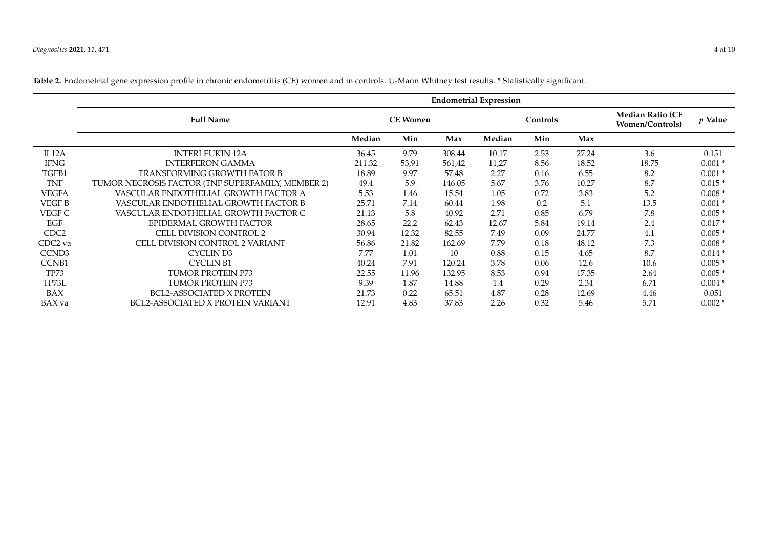**Table 2.** Endometrial gene expression profile in chronic endometritis (CE) women and in controls. U-Mann Whitney test results. * Statistically significant.

| | | Endometrial Expression | | | | | | | |
|---|---|---|---|---|---|---|---|---|---|
| | **Full Name** | **CE Women** | | | **Controls** | | | **Median Ratio (CE Women/Controls)** | ***p* Value** |
| | | **Median** | **Min** | **Max** | **Median** | **Min** | **Max** | | |
| IL12A | INTERLEUKIN 12A | 36.45 | 9.79 | 308.44 | 10.17 | 2.53 | 27.24 | 3.6 | 0.151 |
| IFNG | INTERFERON GAMMA | 211.32 | 53,91 | 561,42 | 11,27 | 8.56 | 18.52 | 18.75 | 0.001 * |
| TGFB1 | TRANSFORMING GROWTH FATOR B | 18.89 | 9.97 | 57.48 | 2.27 | 0.16 | 6.55 | 8.2 | 0.001 * |
| TNF | TUMOR NECROSIS FACTOR (TNF SUPERFAMILY, MEMBER 2) | 49.4 | 5.9 | 146.05 | 5.67 | 3.76 | 10.27 | 8.7 | 0.015 * |
| VEGFA | VASCULAR ENDOTHELIAL GROWTH FACTOR A | 5.53 | 1.46 | 15.54 | 1.05 | 0.72 | 3.83 | 5.2 | 0.008 * |
| VEGF B | VASCULAR ENDOTHELIAL GROWTH FACTOR B | 25.71 | 7.14 | 60.44 | 1.98 | 0.2 | 5.1 | 13.5 | 0.001 * |
| VEGF C | VASCULAR ENDOTHELIAL GROWTH FACTOR C | 21.13 | 5.8 | 40.92 | 2.71 | 0.85 | 6.79 | 7.8 | 0.005 * |
| EGF | EPIDERMAL GROWTH FACTOR | 28.65 | 22.2 | 62.43 | 12.67 | 5.84 | 19.14 | 2.4 | 0.017 * |
| CDC2 | CELL DIVISION CONTROL 2 | 30.94 | 12.32 | 82.55 | 7.49 | 0.09 | 24.77 | 4.1 | 0.005 * |
| CDC2 va | CELL DIVISION CONTROL 2 VARIANT | 56.86 | 21.82 | 162.69 | 7.79 | 0.18 | 48.12 | 7.3 | 0.008 * |
| CCND3 | CYCLIN D3 | 7.77 | 1.01 | 10 | 0.88 | 0.15 | 4.65 | 8.7 | 0.014 * |
| CCNB1 | CYCLIN B1 | 40.24 | 7.91 | 120.24 | 3.78 | 0.06 | 12.6 | 10.6 | 0.005 * |
| TP73 | TUMOR PROTEIN P73 | 22.55 | 11.96 | 132.95 | 8.53 | 0.94 | 17.35 | 2.64 | 0.005 * |
| TP73L | TUMOR PROTEIN P73 | 9.39 | 1.87 | 14.88 | 1.4 | 0.29 | 2.34 | 6.71 | 0.004 * |
| BAX | BCL2-ASSOCIATED X PROTEIN | 21.73 | 0.22 | 65.51 | 4.87 | 0.28 | 12.69 | 4.46 | 0.051 |
| BAX va | BCL2-ASSOCIATED X PROTEIN VARIANT | 12.91 | 4.83 | 37.83 | 2.26 | 0.32 | 5.46 | 5.71 | 0.002 * |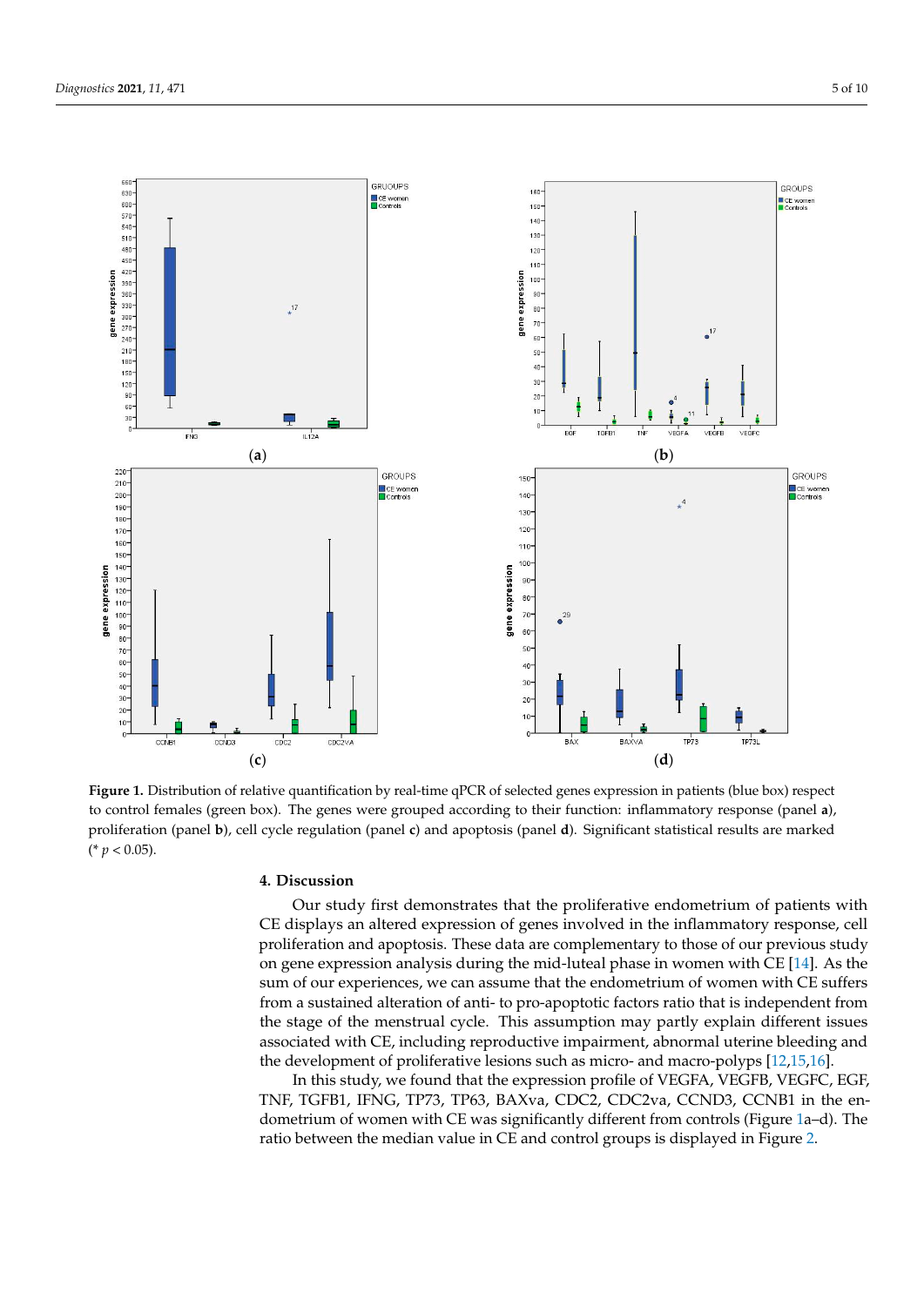**Figure 1.** Distribution of relative quantification by real-time qPCR of selected genes expression in patients (blue box) respect to control females (green box). The genes were grouped according to their function: inflammatory response (panel **a**), proliferation (panel **b**), cell cycle regulation (panel **c**) and apoptosis (panel **d**). Significant statistical results are marked (* $p < 0.05$).

## 4. Discussion

Our study first demonstrates that the proliferative endometrium of patients with CE displays an altered expression of genes involved in the inflammatory response, cell proliferation and apoptosis. These data are complementary to those of our previous study on gene expression analysis during the mid-luteal phase in women with CE [14]. As the sum of our experiences, we can assume that the endometrium of women with CE suffers from a sustained alteration of anti- to pro-apoptotic factors ratio that is independent from the stage of the menstrual cycle. This assumption may partly explain different issues associated with CE, including reproductive impairment, abnormal uterine bleeding and the development of proliferative lesions such as micro- and macro-polyps [12,15,16].

In this study, we found that the expression profile of VEGFA, VEGFB, VEGFC, EGF, TNF, TGFB1, IFNG, TP73, TP63, BAXva, CDC2, CDC2va, CCND3, CCNB1 in the endometrium of women with CE was significantly different from controls (Figure 1a–d). The ratio between the median value in CE and control groups is displayed in Figure 2.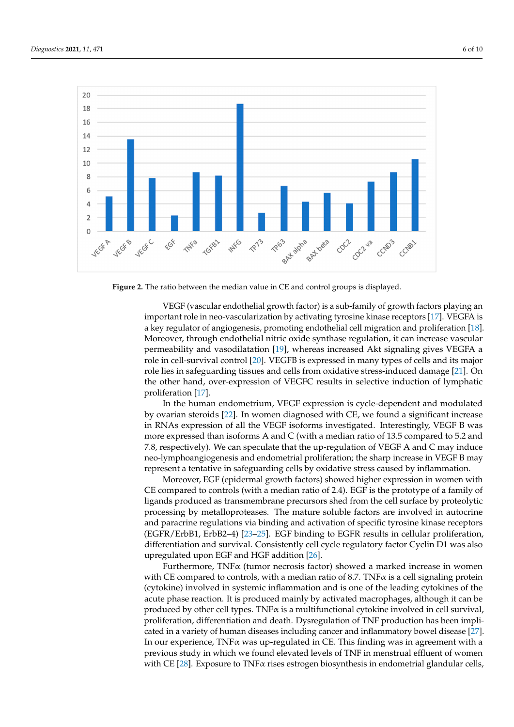Figure 2. The ratio between the median value in CE and control groups is displayed.

VEGF (vascular endothelial growth factor) is a sub-family of growth factors playing an important role in neo-vascularization by activating tyrosine kinase receptors [17]. VEGFA is a key regulator of angiogenesis, promoting endothelial cell migration and proliferation [18]. Moreover, through endothelial nitric oxide synthase regulation, it can increase vascular permeability and vasodilatation [19], whereas increased Akt signaling gives VEGFA a role in cell-survival control [20]. VEGFB is expressed in many types of cells and its major role lies in safeguarding tissues and cells from oxidative stress-induced damage [21]. On the other hand, over-expression of VEGFC results in selective induction of lymphatic proliferation [17].

In the human endometrium, VEGF expression is cycle-dependent and modulated by ovarian steroids [22]. In women diagnosed with CE, we found a significant increase in RNAs expression of all the VEGF isoforms investigated. Interestingly, VEGF B was more expressed than isoforms A and C (with a median ratio of 13.5 compared to 5.2 and 7.8, respectively). We can speculate that the up-regulation of VEGF A and C may induce neo-lymphoangiogenesis and endometrial proliferation; the sharp increase in VEGF B may represent a tentative in safeguarding cells by oxidative stress caused by inflammation.

Moreover, EGF (epidermal growth factors) showed higher expression in women with CE compared to controls (with a median ratio of 2.4). EGF is the prototype of a family of ligands produced as transmembrane precursors shed from the cell surface by proteolytic processing by metalloproteases. The mature soluble factors are involved in autocrine and paracrine regulations via binding and activation of specific tyrosine kinase receptors (EGFR/ErbB1, ErbB2–4) [23–25]. EGF binding to EGFR results in cellular proliferation, differentiation and survival. Consistently cell cycle regulatory factor Cyclin D1 was also upregulated upon EGF and HGF addition [26].

Furthermore, TNFα (tumor necrosis factor) showed a marked increase in women with CE compared to controls, with a median ratio of 8.7. TNFα is a cell signaling protein (cytokine) involved in systemic inflammation and is one of the leading cytokines of the acute phase reaction. It is produced mainly by activated macrophages, although it can be produced by other cell types. TNFα is a multifunctional cytokine involved in cell survival, proliferation, differentiation and death. Dysregulation of TNF production has been implicated in a variety of human diseases including cancer and inflammatory bowel disease [27]. In our experience, TNFα was up-regulated in CE. This finding was in agreement with a previous study in which we found elevated levels of TNF in menstrual effluent of women with CE [28]. Exposure to TNFα rises estrogen biosynthesis in endometrial glandular cells,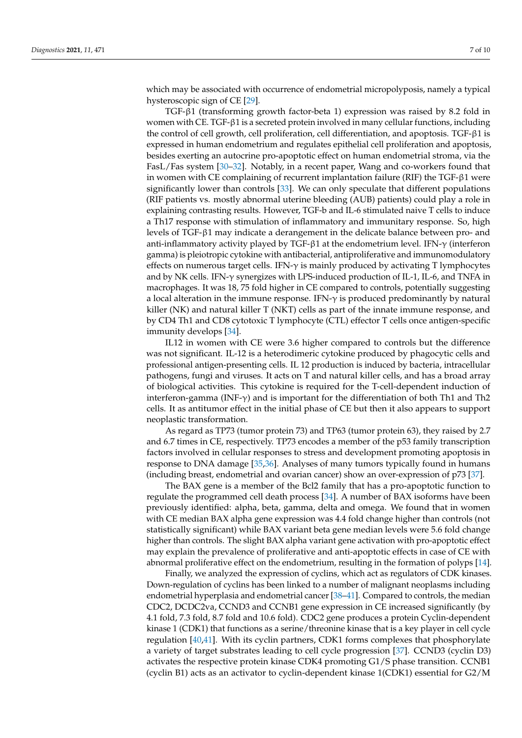which may be associated with occurrence of endometrial micropolyposis, namely a typical hysteroscopic sign of CE [29].

TGF-β1 (transforming growth factor-beta 1) expression was raised by 8.2 fold in women with CE. TGF-β1 is a secreted protein involved in many cellular functions, including the control of cell growth, cell proliferation, cell differentiation, and apoptosis. TGF-β1 is expressed in human endometrium and regulates epithelial cell proliferation and apoptosis, besides exerting an autocrine pro-apoptotic effect on human endometrial stroma, via the FasL/Fas system [30–32]. Notably, in a recent paper, Wang and co-workers found that in women with CE complaining of recurrent implantation failure (RIF) the TGF-β1 were significantly lower than controls [33]. We can only speculate that different populations (RIF patients vs. mostly abnormal uterine bleeding (AUB) patients) could play a role in explaining contrasting results. However, TGF-b and IL-6 stimulated naive T cells to induce a Th17 response with stimulation of inflammatory and immunitary response. So, high levels of TGF-β1 may indicate a derangement in the delicate balance between pro- and anti-inflammatory activity played by TGF-β1 at the endometrium level. IFN-γ (interferon gamma) is pleiotropic cytokine with antibacterial, antiproliferative and immunomodulatory effects on numerous target cells. IFN-γ is mainly produced by activating T lymphocytes and by NK cells. IFN-γ synergizes with LPS-induced production of IL-1, IL-6, and TNFA in macrophages. It was 18, 75 fold higher in CE compared to controls, potentially suggesting a local alteration in the immune response. IFN-γ is produced predominantly by natural killer (NK) and natural killer T (NKT) cells as part of the innate immune response, and by CD4 Th1 and CD8 cytotoxic T lymphocyte (CTL) effector T cells once antigen-specific immunity develops [34].

IL12 in women with CE were 3.6 higher compared to controls but the difference was not significant. IL-12 is a heterodimeric cytokine produced by phagocytic cells and professional antigen-presenting cells. IL 12 production is induced by bacteria, intracellular pathogens, fungi and viruses. It acts on T and natural killer cells, and has a broad array of biological activities. This cytokine is required for the T-cell-dependent induction of interferon-gamma (INF-γ) and is important for the differentiation of both Th1 and Th2 cells. It as antitumor effect in the initial phase of CE but then it also appears to support neoplastic transformation.

As regard as TP73 (tumor protein 73) and TP63 (tumor protein 63), they raised by 2.7 and 6.7 times in CE, respectively. TP73 encodes a member of the p53 family transcription factors involved in cellular responses to stress and development promoting apoptosis in response to DNA damage [35,36]. Analyses of many tumors typically found in humans (including breast, endometrial and ovarian cancer) show an over-expression of p73 [37].

The BAX gene is a member of the Bcl2 family that has a pro-apoptotic function to regulate the programmed cell death process [34]. A number of BAX isoforms have been previously identified: alpha, beta, gamma, delta and omega. We found that in women with CE median BAX alpha gene expression was 4.4 fold change higher than controls (not statistically significant) while BAX variant beta gene median levels were 5.6 fold change higher than controls. The slight BAX alpha variant gene activation with pro-apoptotic effect may explain the prevalence of proliferative and anti-apoptotic effects in case of CE with abnormal proliferative effect on the endometrium, resulting in the formation of polyps [14].

Finally, we analyzed the expression of cyclins, which act as regulators of CDK kinases. Down-regulation of cyclins has been linked to a number of malignant neoplasms including endometrial hyperplasia and endometrial cancer [38–41]. Compared to controls, the median CDC2, DCDC2va, CCND3 and CCNB1 gene expression in CE increased significantly (by 4.1 fold, 7.3 fold, 8.7 fold and 10.6 fold). CDC2 gene produces a protein Cyclin-dependent kinase 1 (CDK1) that functions as a serine/threonine kinase that is a key player in cell cycle regulation [40,41]. With its cyclin partners, CDK1 forms complexes that phosphorylate a variety of target substrates leading to cell cycle progression [37]. CCND3 (cyclin D3) activates the respective protein kinase CDK4 promoting G1/S phase transition. CCNB1 (cyclin B1) acts as an activator to cyclin-dependent kinase 1(CDK1) essential for G2/M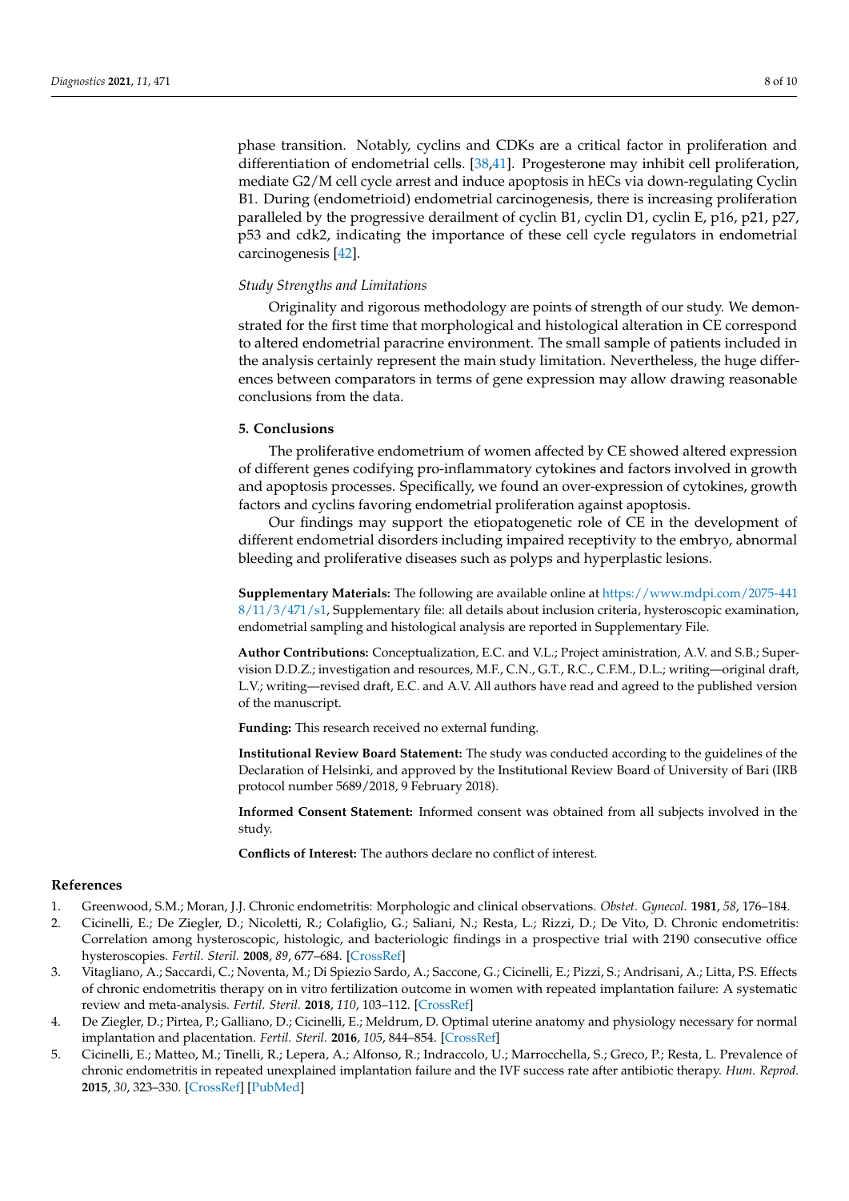phase transition. Notably, cyclins and CDKs are a critical factor in proliferation and differentiation of endometrial cells. [38,41]. Progesterone may inhibit cell proliferation, mediate G2/M cell cycle arrest and induce apoptosis in hECs via down-regulating Cyclin B1. During (endometrioid) endometrial carcinogenesis, there is increasing proliferation paralleled by the progressive derailment of cyclin B1, cyclin D1, cyclin E, p16, p21, p27, p53 and cdk2, indicating the importance of these cell cycle regulators in endometrial carcinogenesis [42].

*Study Strengths and Limitations*

Originality and rigorous methodology are points of strength of our study. We demonstrated for the first time that morphological and histological alteration in CE correspond to altered endometrial paracrine environment. The small sample of patients included in the analysis certainly represent the main study limitation. Nevertheless, the huge differences between comparators in terms of gene expression may allow drawing reasonable conclusions from the data.

## 5. Conclusions

The proliferative endometrium of women affected by CE showed altered expression of different genes codifying pro-inflammatory cytokines and factors involved in growth and apoptosis processes. Specifically, we found an over-expression of cytokines, growth factors and cyclins favoring endometrial proliferation against apoptosis.

Our findings may support the etiopatogenetic role of CE in the development of different endometrial disorders including impaired receptivity to the embryo, abnormal bleeding and proliferative diseases such as polyps and hyperplastic lesions.

**Supplementary Materials:** The following are available online at https://www.mdpi.com/2075-4418/11/3/471/s1, Supplementary file: all details about inclusion criteria, hysteroscopic examination, endometrial sampling and histological analysis are reported in Supplementary File.

**Author Contributions:** Conceptualization, E.C. and V.L.; Project aministration, A.V. and S.B.; Supervision D.D.Z.; investigation and resources, M.F., C.N., G.T., R.C., C.F.M., D.L.; writing—original draft, L.V.; writing—revised draft, E.C. and A.V. All authors have read and agreed to the published version of the manuscript.

**Funding:** This research received no external funding.

**Institutional Review Board Statement:** The study was conducted according to the guidelines of the Declaration of Helsinki, and approved by the Institutional Review Board of University of Bari (IRB protocol number 5689/2018, 9 February 2018).

**Informed Consent Statement:** Informed consent was obtained from all subjects involved in the study.

**Conflicts of Interest:** The authors declare no conflict of interest.

## References

1. Greenwood, S.M.; Moran, J.J. Chronic endometritis: Morphologic and clinical observations. *Obstet. Gynecol.* **1981**, *58*, 176–184.
2. Cicinelli, E.; De Ziegler, D.; Nicoletti, R.; Colafiglio, G.; Saliani, N.; Resta, L.; Rizzi, D.; De Vito, D. Chronic endometritis: Correlation among hysteroscopic, histologic, and bacteriologic findings in a prospective trial with 2190 consecutive office hysteroscopies. *Fertil. Steril.* **2008**, *89*, 677–684. [CrossRef]
3. Vitagliano, A.; Saccardi, C.; Noventa, M.; Di Spiezio Sardo, A.; Saccone, G.; Cicinelli, E.; Pizzi, S.; Andrisani, A.; Litta, P.S. Effects of chronic endometritis therapy on in vitro fertilization outcome in women with repeated implantation failure: A systematic review and meta-analysis. *Fertil. Steril.* **2018**, *110*, 103–112. [CrossRef]
4. De Ziegler, D.; Pirtea, P.; Galliano, D.; Cicinelli, E.; Meldrum, D. Optimal uterine anatomy and physiology necessary for normal implantation and placentation. *Fertil. Steril.* **2016**, *105*, 844–854. [CrossRef]
5. Cicinelli, E.; Matteo, M.; Tinelli, R.; Lepera, A.; Alfonso, R.; Indraccolo, U.; Marrocchella, S.; Greco, P.; Resta, L. Prevalence of chronic endometritis in repeated unexplained implantation failure and the IVF success rate after antibiotic therapy. *Hum. Reprod.* **2015**, *30*, 323–330. [CrossRef] [PubMed]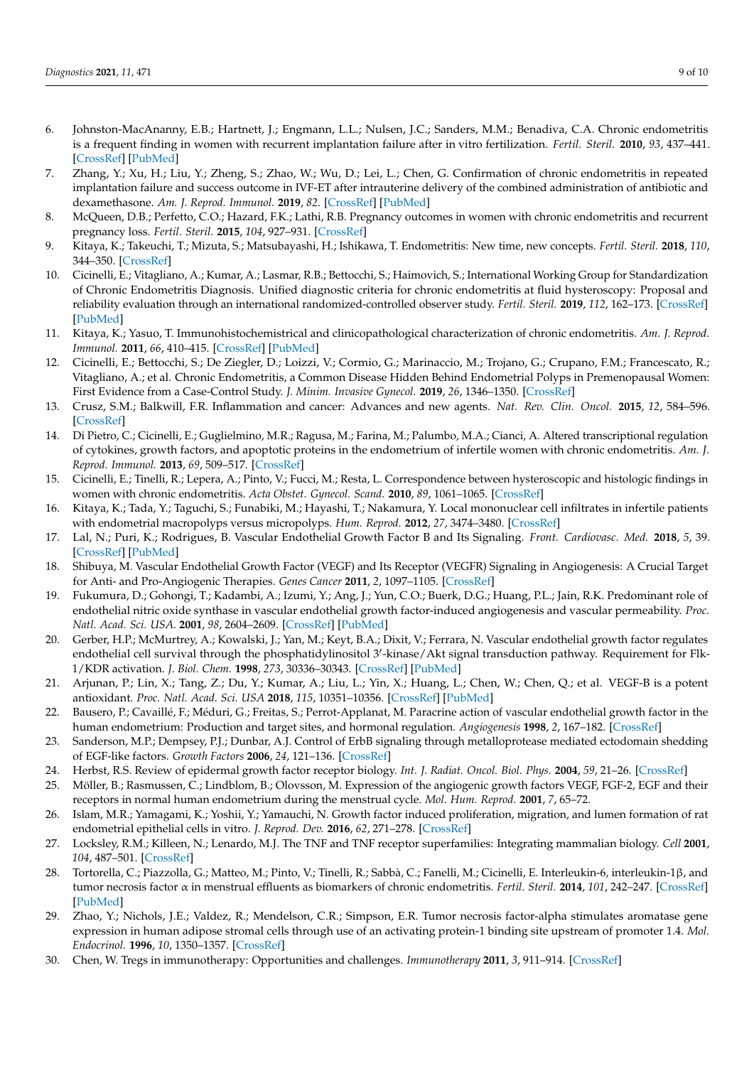6. Johnston-MacAnanny, E.B.; Hartnett, J.; Engmann, L.L.; Nulsen, J.C.; Sanders, M.M.; Benadiva, C.A. Chronic endometritis is a frequent finding in women with recurrent implantation failure after in vitro fertilization. *Fertil. Steril.* **2010**, *93*, 437–441. [CrossRef] [PubMed]
7. Zhang, Y.; Xu, H.; Liu, Y.; Zheng, S.; Zhao, W.; Wu, D.; Lei, L.; Chen, G. Confirmation of chronic endometritis in repeated implantation failure and success outcome in IVF-ET after intrauterine delivery of the combined administration of antibiotic and dexamethasone. *Am. J. Reprod. Immunol.* **2019**, *82*. [CrossRef] [PubMed]
8. McQueen, D.B.; Perfetto, C.O.; Hazard, F.K.; Lathi, R.B. Pregnancy outcomes in women with chronic endometritis and recurrent pregnancy loss. *Fertil. Steril.* **2015**, *104*, 927–931. [CrossRef]
9. Kitaya, K.; Takeuchi, T.; Mizuta, S.; Matsubayashi, H.; Ishikawa, T. Endometritis: New time, new concepts. *Fertil. Steril.* **2018**, *110*, 344–350. [CrossRef]
10. Cicinelli, E.; Vitagliano, A.; Kumar, A.; Lasmar, R.B.; Bettocchi, S.; Haimovich, S.; International Working Group for Standardization of Chronic Endometritis Diagnosis. Unified diagnostic criteria for chronic endometritis at fluid hysteroscopy: Proposal and reliability evaluation through an international randomized-controlled observer study. *Fertil. Steril.* **2019**, *112*, 162–173. [CrossRef] [PubMed]
11. Kitaya, K.; Yasuo, T. Immunohistochemistrical and clinicopathological characterization of chronic endometritis. *Am. J. Reprod. Immunol.* **2011**, *66*, 410–415. [CrossRef] [PubMed]
12. Cicinelli, E.; Bettocchi, S.; De Ziegler, D.; Loizzi, V.; Cormio, G.; Marinaccio, M.; Trojano, G.; Crupano, F.M.; Francescato, R.; Vitagliano, A.; et al. Chronic Endometritis, a Common Disease Hidden Behind Endometrial Polyps in Premenopausal Women: First Evidence from a Case-Control Study. *J. Minim. Invasive Gynecol.* **2019**, *26*, 1346–1350. [CrossRef]
13. Crusz, S.M.; Balkwill, F.R. Inflammation and cancer: Advances and new agents. *Nat. Rev. Clin. Oncol.* **2015**, *12*, 584–596. [CrossRef]
14. Di Pietro, C.; Cicinelli, E.; Guglielmino, M.R.; Ragusa, M.; Farina, M.; Palumbo, M.A.; Cianci, A. Altered transcriptional regulation of cytokines, growth factors, and apoptotic proteins in the endometrium of infertile women with chronic endometritis. *Am. J. Reprod. Immunol.* **2013**, *69*, 509–517. [CrossRef]
15. Cicinelli, E.; Tinelli, R.; Lepera, A.; Pinto, V.; Fucci, M.; Resta, L. Correspondence between hysteroscopic and histologic findings in women with chronic endometritis. *Acta Obstet. Gynecol. Scand.* **2010**, *89*, 1061–1065. [CrossRef]
16. Kitaya, K.; Tada, Y.; Taguchi, S.; Funabiki, M.; Hayashi, T.; Nakamura, Y. Local mononuclear cell infiltrates in infertile patients with endometrial macropolyps versus micropolyps. *Hum. Reprod.* **2012**, *27*, 3474–3480. [CrossRef]
17. Lal, N.; Puri, K.; Rodrigues, B. Vascular Endothelial Growth Factor B and Its Signaling. *Front. Cardiovasc. Med.* **2018**, *5*, 39. [CrossRef] [PubMed]
18. Shibuya, M. Vascular Endothelial Growth Factor (VEGF) and Its Receptor (VEGFR) Signaling in Angiogenesis: A Crucial Target for Anti- and Pro-Angiogenic Therapies. *Genes Cancer* **2011**, *2*, 1097–1105. [CrossRef]
19. Fukumura, D.; Gohongi, T.; Kadambi, A.; Izumi, Y.; Ang, J.; Yun, C.O.; Buerk, D.G.; Huang, P.L.; Jain, R.K. Predominant role of endothelial nitric oxide synthase in vascular endothelial growth factor-induced angiogenesis and vascular permeability. *Proc. Natl. Acad. Sci. USA.* **2001**, *98*, 2604–2609. [CrossRef] [PubMed]
20. Gerber, H.P.; McMurtrey, A.; Kowalski, J.; Yan, M.; Keyt, B.A.; Dixit, V.; Ferrara, N. Vascular endothelial growth factor regulates endothelial cell survival through the phosphatidylinositol 3′-kinase/Akt signal transduction pathway. Requirement for Flk-1/KDR activation. *J. Biol. Chem.* **1998**, *273*, 30336–30343. [CrossRef] [PubMed]
21. Arjunan, P.; Lin, X.; Tang, Z.; Du, Y.; Kumar, A.; Liu, L.; Yin, X.; Huang, L.; Chen, W.; Chen, Q.; et al. VEGF-B is a potent antioxidant. *Proc. Natl. Acad. Sci. USA* **2018**, *115*, 10351–10356. [CrossRef] [PubMed]
22. Bausero, P.; Cavaillé, F.; Méduri, G.; Freitas, S.; Perrot-Applanat, M. Paracrine action of vascular endothelial growth factor in the human endometrium: Production and target sites, and hormonal regulation. *Angiogenesis* **1998**, *2*, 167–182. [CrossRef]
23. Sanderson, M.P.; Dempsey, P.J.; Dunbar, A.J. Control of ErbB signaling through metalloprotease mediated ectodomain shedding of EGF-like factors. *Growth Factors* **2006**, *24*, 121–136. [CrossRef]
24. Herbst, R.S. Review of epidermal growth factor receptor biology. *Int. J. Radiat. Oncol. Biol. Phys.* **2004**, *59*, 21–26. [CrossRef]
25. Möller, B.; Rasmussen, C.; Lindblom, B.; Olovsson, M. Expression of the angiogenic growth factors VEGF, FGF-2, EGF and their receptors in normal human endometrium during the menstrual cycle. *Mol. Hum. Reprod.* **2001**, *7*, 65–72.
26. Islam, M.R.; Yamagami, K.; Yoshii, Y.; Yamauchi, N. Growth factor induced proliferation, migration, and lumen formation of rat endometrial epithelial cells in vitro. *J. Reprod. Dev.* **2016**, *62*, 271–278. [CrossRef]
27. Locksley, R.M.; Killeen, N.; Lenardo, M.J. The TNF and TNF receptor superfamilies: Integrating mammalian biology. *Cell* **2001**, *104*, 487–501. [CrossRef]
28. Tortorella, C.; Piazzolla, G.; Matteo, M.; Pinto, V.; Tinelli, R.; Sabbà, C.; Fanelli, M.; Cicinelli, E. Interleukin-6, interleukin-1β, and tumor necrosis factor α in menstrual effluents as biomarkers of chronic endometritis. *Fertil. Steril.* **2014**, *101*, 242–247. [CrossRef] [PubMed]
29. Zhao, Y.; Nichols, J.E.; Valdez, R.; Mendelson, C.R.; Simpson, E.R. Tumor necrosis factor-alpha stimulates aromatase gene expression in human adipose stromal cells through use of an activating protein-1 binding site upstream of promoter 1.4. *Mol. Endocrinol.* **1996**, *10*, 1350–1357. [CrossRef]
30. Chen, W. Tregs in immunotherapy: Opportunities and challenges. *Immunotherapy* **2011**, *3*, 911–914. [CrossRef]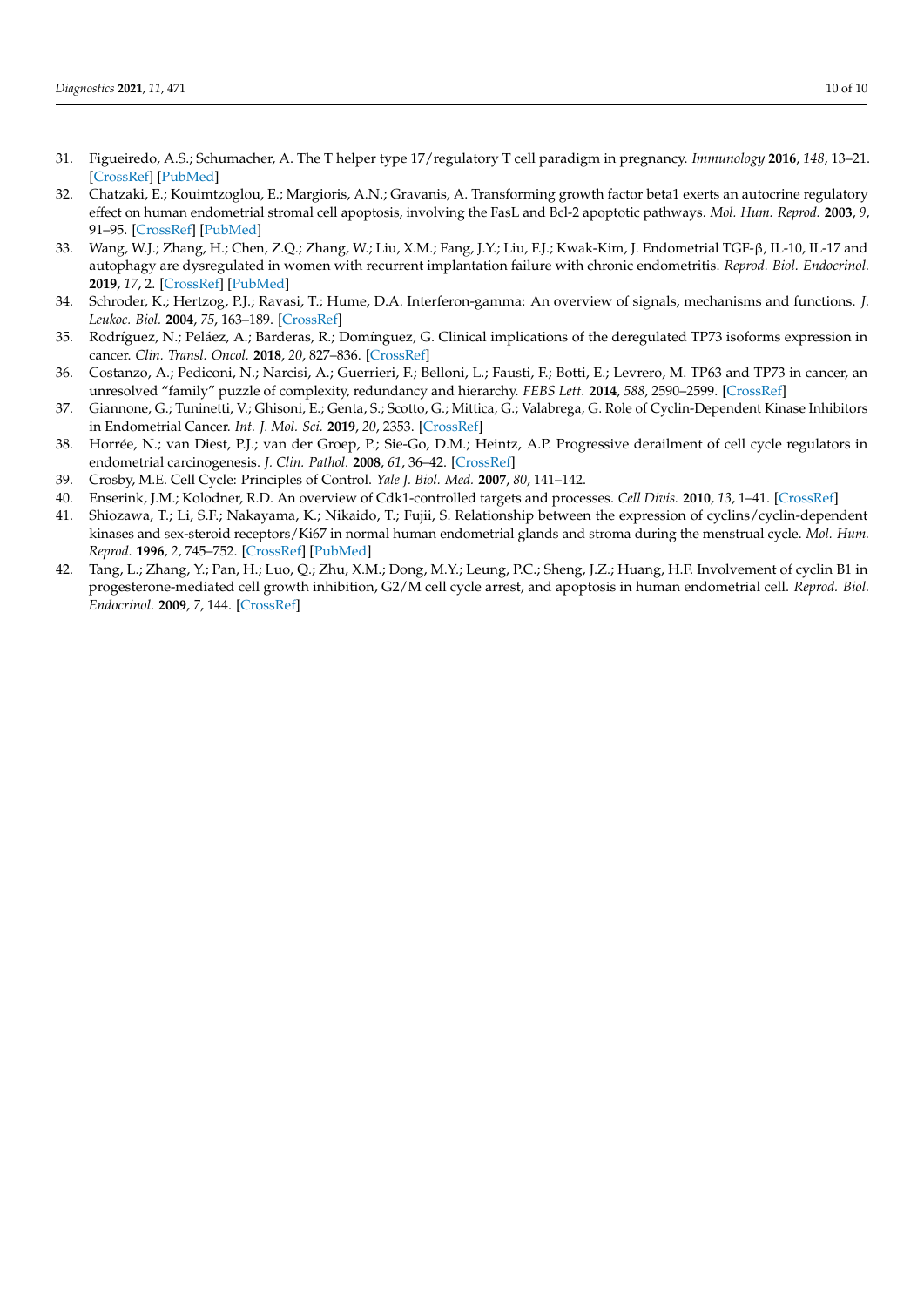31. Figueiredo, A.S.; Schumacher, A. The T helper type 17/regulatory T cell paradigm in pregnancy. *Immunology* **2016**, *148*, 13–21. [CrossRef] [PubMed]
32. Chatzaki, E.; Kouimtzoglou, E.; Margioris, A.N.; Gravanis, A. Transforming growth factor beta1 exerts an autocrine regulatory effect on human endometrial stromal cell apoptosis, involving the FasL and Bcl-2 apoptotic pathways. *Mol. Hum. Reprod.* **2003**, *9*, 91–95. [CrossRef] [PubMed]
33. Wang, W.J.; Zhang, H.; Chen, Z.Q.; Zhang, W.; Liu, X.M.; Fang, J.Y.; Liu, F.J.; Kwak-Kim, J. Endometrial TGF-β, IL-10, IL-17 and autophagy are dysregulated in women with recurrent implantation failure with chronic endometritis. *Reprod. Biol. Endocrinol.* **2019**, *17*, 2. [CrossRef] [PubMed]
34. Schroder, K.; Hertzog, P.J.; Ravasi, T.; Hume, D.A. Interferon-gamma: An overview of signals, mechanisms and functions. *J. Leukoc. Biol.* **2004**, *75*, 163–189. [CrossRef]
35. Rodríguez, N.; Peláez, A.; Barderas, R.; Domínguez, G. Clinical implications of the deregulated TP73 isoforms expression in cancer. *Clin. Transl. Oncol.* **2018**, *20*, 827–836. [CrossRef]
36. Costanzo, A.; Pediconi, N.; Narcisi, A.; Guerrieri, F.; Belloni, L.; Fausti, F.; Botti, E.; Levrero, M. TP63 and TP73 in cancer, an unresolved "family" puzzle of complexity, redundancy and hierarchy. *FEBS Lett.* **2014**, *588*, 2590–2599. [CrossRef]
37. Giannone, G.; Tuninetti, V.; Ghisoni, E.; Genta, S.; Scotto, G.; Mittica, G.; Valabrega, G. Role of Cyclin-Dependent Kinase Inhibitors in Endometrial Cancer. *Int. J. Mol. Sci.* **2019**, *20*, 2353. [CrossRef]
38. Horrée, N.; van Diest, P.J.; van der Groep, P.; Sie-Go, D.M.; Heintz, A.P. Progressive derailment of cell cycle regulators in endometrial carcinogenesis. *J. Clin. Pathol.* **2008**, *61*, 36–42. [CrossRef]
39. Crosby, M.E. Cell Cycle: Principles of Control. *Yale J. Biol. Med.* **2007**, *80*, 141–142.
40. Enserink, J.M.; Kolodner, R.D. An overview of Cdk1-controlled targets and processes. *Cell Divis.* **2010**, *13*, 1–41. [CrossRef]
41. Shiozawa, T.; Li, S.F.; Nakayama, K.; Nikaido, T.; Fujii, S. Relationship between the expression of cyclins/cyclin-dependent kinases and sex-steroid receptors/Ki67 in normal human endometrial glands and stroma during the menstrual cycle. *Mol. Hum. Reprod.* **1996**, *2*, 745–752. [CrossRef] [PubMed]
42. Tang, L.; Zhang, Y.; Pan, H.; Luo, Q.; Zhu, X.M.; Dong, M.Y.; Leung, P.C.; Sheng, J.Z.; Huang, H.F. Involvement of cyclin B1 in progesterone-mediated cell growth inhibition, G2/M cell cycle arrest, and apoptosis in human endometrial cell. *Reprod. Biol. Endocrinol.* **2009**, *7*, 144. [CrossRef]